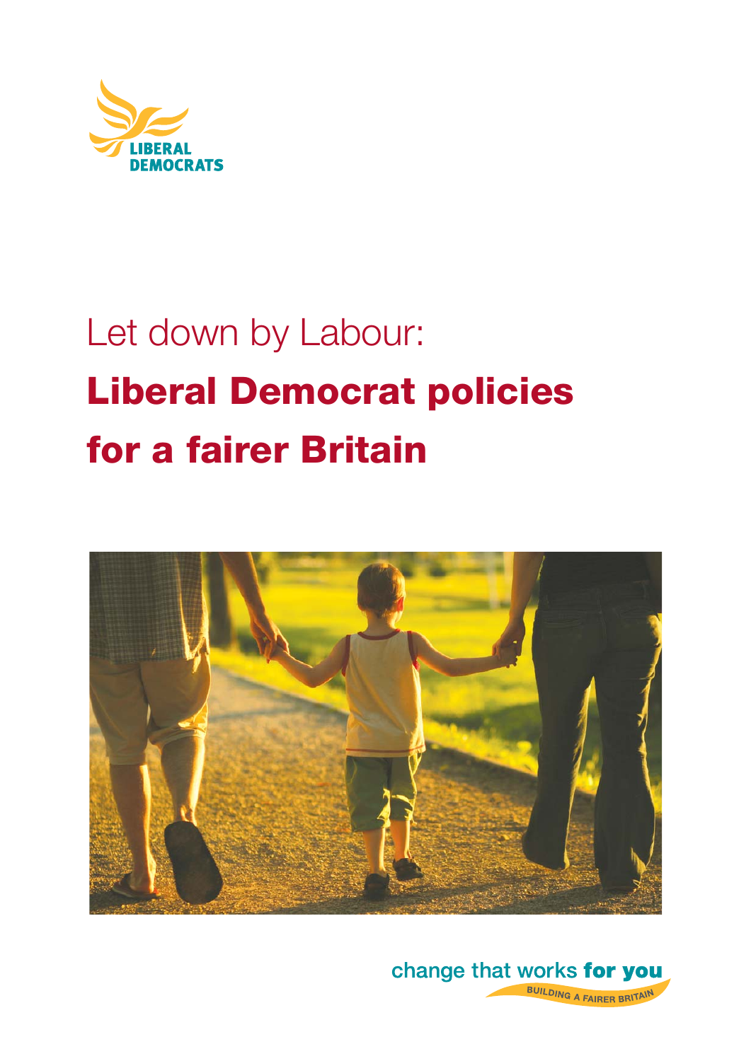LIBERAL DEMOCRATS

# Let down by Labour:

# **Liberal Democrat policies for a fairer Britain**

change that works **for you**

BUILDING A FAIRER BRITAIN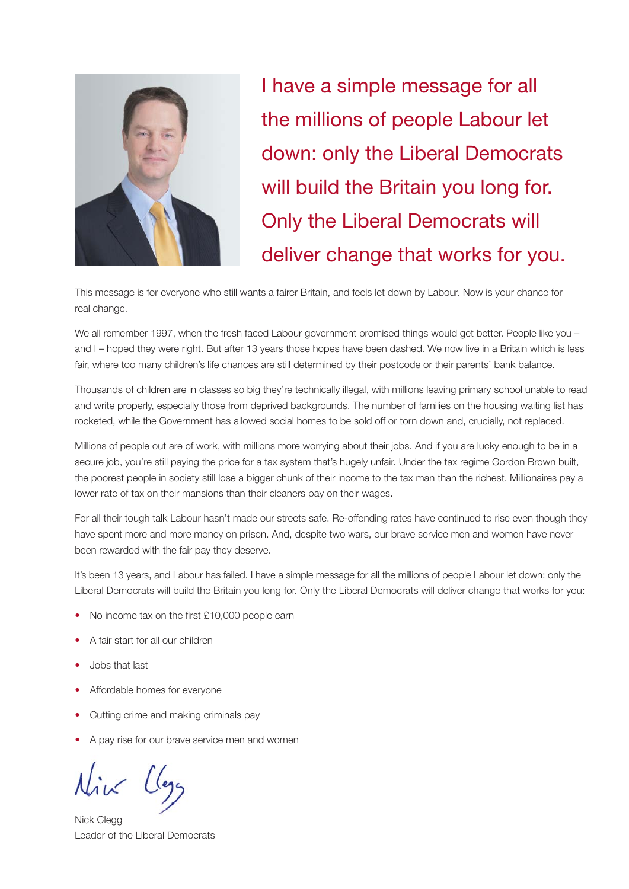I have a simple message for all the millions of people Labour let down: only the Liberal Democrats will build the Britain you long for. Only the Liberal Democrats will deliver change that works for you.

This message is for everyone who still wants a fairer Britain, and feels let down by Labour. Now is your chance for real change.

We all remember 1997, when the fresh faced Labour government promised things would get better. People like you – and I – hoped they were right. But after 13 years those hopes have been dashed. We now live in a Britain which is less fair, where too many children's life chances are still determined by their postcode or their parents' bank balance.

Thousands of children are in classes so big they're technically illegal, with millions leaving primary school unable to read and write properly, especially those from deprived backgrounds. The number of families on the housing waiting list has rocketed, while the Government has allowed social homes to be sold off or torn down and, crucially, not replaced.

Millions of people out are of work, with millions more worrying about their jobs. And if you are lucky enough to be in a secure job, you're still paying the price for a tax system that's hugely unfair. Under the tax regime Gordon Brown built, the poorest people in society still lose a bigger chunk of their income to the tax man than the richest. Millionaires pay a lower rate of tax on their mansions than their cleaners pay on their wages.

For all their tough talk Labour hasn't made our streets safe. Re-offending rates have continued to rise even though they have spent more and more money on prison. And, despite two wars, our brave service men and women have never been rewarded with the fair pay they deserve.

It's been 13 years, and Labour has failed. I have a simple message for all the millions of people Labour let down: only the Liberal Democrats will build the Britain you long for. Only the Liberal Democrats will deliver change that works for you:

- No income tax on the first £10,000 people earn
- A fair start for all our children
- Jobs that last
- Affordable homes for everyone
- Cutting crime and making criminals pay
- A pay rise for our brave service men and women

Nick Clegg
Leader of the Liberal Democrats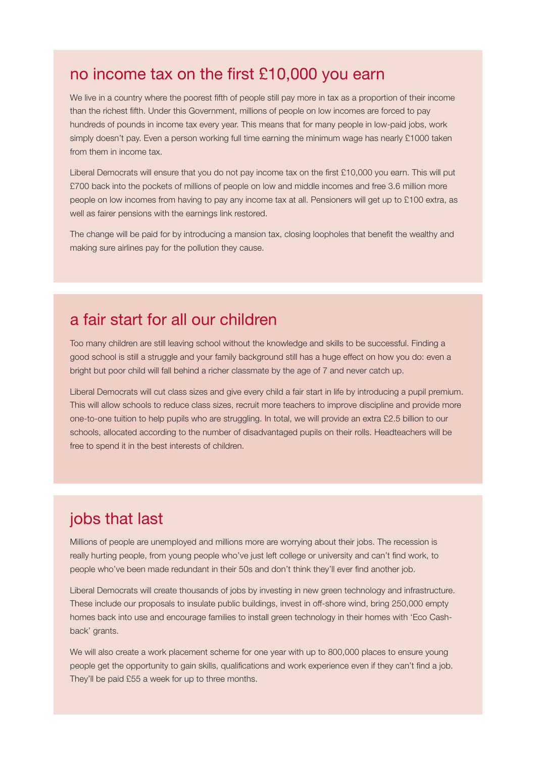## no income tax on the first £10,000 you earn

We live in a country where the poorest fifth of people still pay more in tax as a proportion of their income than the richest fifth. Under this Government, millions of people on low incomes are forced to pay hundreds of pounds in income tax every year. This means that for many people in low-paid jobs, work simply doesn't pay. Even a person working full time earning the minimum wage has nearly £1000 taken from them in income tax.

Liberal Democrats will ensure that you do not pay income tax on the first £10,000 you earn. This will put £700 back into the pockets of millions of people on low and middle incomes and free 3.6 million more people on low incomes from having to pay any income tax at all. Pensioners will get up to £100 extra, as well as fairer pensions with the earnings link restored.

The change will be paid for by introducing a mansion tax, closing loopholes that benefit the wealthy and making sure airlines pay for the pollution they cause.

## a fair start for all our children

Too many children are still leaving school without the knowledge and skills to be successful. Finding a good school is still a struggle and your family background still has a huge effect on how you do: even a bright but poor child will fall behind a richer classmate by the age of 7 and never catch up.

Liberal Democrats will cut class sizes and give every child a fair start in life by introducing a pupil premium. This will allow schools to reduce class sizes, recruit more teachers to improve discipline and provide more one-to-one tuition to help pupils who are struggling. In total, we will provide an extra £2.5 billion to our schools, allocated according to the number of disadvantaged pupils on their rolls. Headteachers will be free to spend it in the best interests of children.

## jobs that last

Millions of people are unemployed and millions more are worrying about their jobs. The recession is really hurting people, from young people who've just left college or university and can't find work, to people who've been made redundant in their 50s and don't think they'll ever find another job.

Liberal Democrats will create thousands of jobs by investing in new green technology and infrastructure. These include our proposals to insulate public buildings, invest in off-shore wind, bring 250,000 empty homes back into use and encourage families to install green technology in their homes with 'Eco Cash-back' grants.

We will also create a work placement scheme for one year with up to 800,000 places to ensure young people get the opportunity to gain skills, qualifications and work experience even if they can't find a job. They'll be paid £55 a week for up to three months.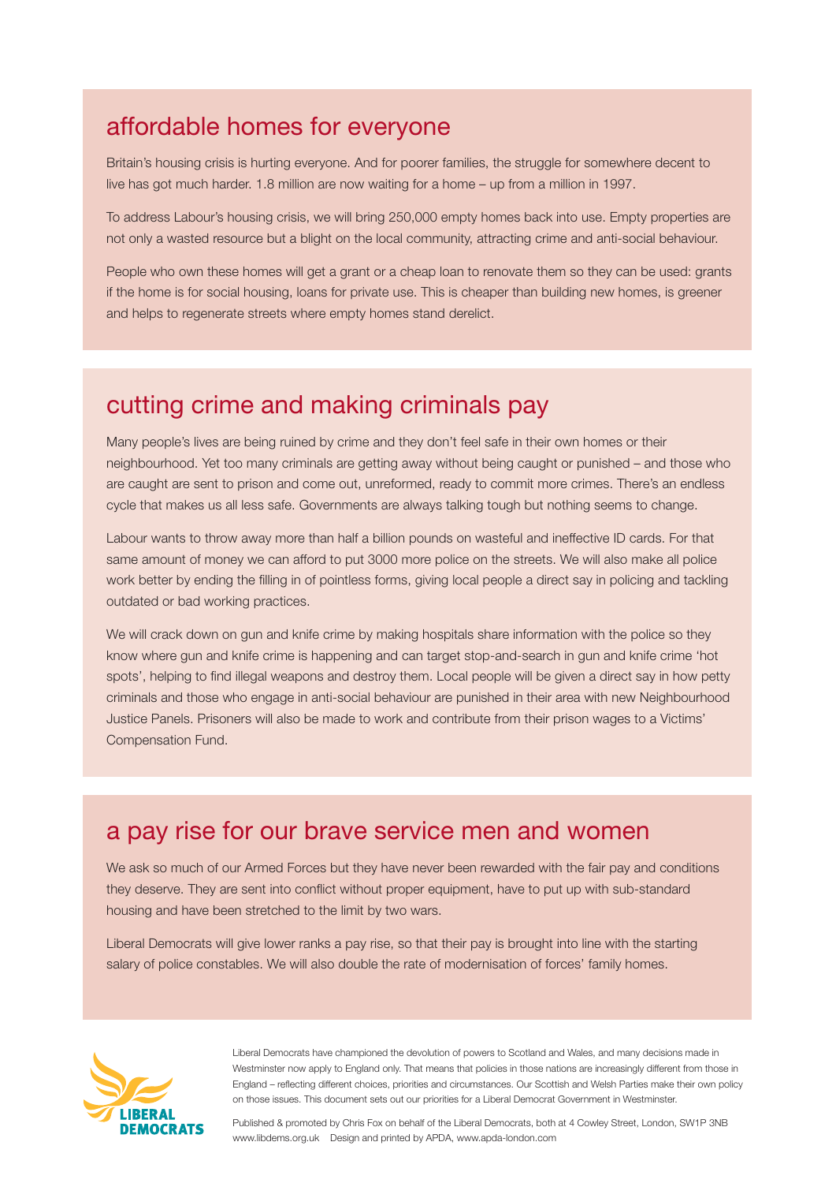## affordable homes for everyone

Britain's housing crisis is hurting everyone. And for poorer families, the struggle for somewhere decent to live has got much harder. 1.8 million are now waiting for a home – up from a million in 1997.

To address Labour's housing crisis, we will bring 250,000 empty homes back into use. Empty properties are not only a wasted resource but a blight on the local community, attracting crime and anti-social behaviour.

People who own these homes will get a grant or a cheap loan to renovate them so they can be used: grants if the home is for social housing, loans for private use. This is cheaper than building new homes, is greener and helps to regenerate streets where empty homes stand derelict.

## cutting crime and making criminals pay

Many people's lives are being ruined by crime and they don't feel safe in their own homes or their neighbourhood. Yet too many criminals are getting away without being caught or punished – and those who are caught are sent to prison and come out, unreformed, ready to commit more crimes. There's an endless cycle that makes us all less safe. Governments are always talking tough but nothing seems to change.

Labour wants to throw away more than half a billion pounds on wasteful and ineffective ID cards. For that same amount of money we can afford to put 3000 more police on the streets. We will also make all police work better by ending the filling in of pointless forms, giving local people a direct say in policing and tackling outdated or bad working practices.

We will crack down on gun and knife crime by making hospitals share information with the police so they know where gun and knife crime is happening and can target stop-and-search in gun and knife crime 'hot spots', helping to find illegal weapons and destroy them. Local people will be given a direct say in how petty criminals and those who engage in anti-social behaviour are punished in their area with new Neighbourhood Justice Panels. Prisoners will also be made to work and contribute from their prison wages to a Victims' Compensation Fund.

## a pay rise for our brave service men and women

We ask so much of our Armed Forces but they have never been rewarded with the fair pay and conditions they deserve. They are sent into conflict without proper equipment, have to put up with sub-standard housing and have been stretched to the limit by two wars.

Liberal Democrats will give lower ranks a pay rise, so that their pay is brought into line with the starting salary of police constables. We will also double the rate of modernisation of forces' family homes.

LIBERAL DEMOCRATS

Liberal Democrats have championed the devolution of powers to Scotland and Wales, and many decisions made in Westminster now apply to England only. That means that policies in those nations are increasingly different from those in England – reflecting different choices, priorities and circumstances. Our Scottish and Welsh Parties make their own policy on those issues. This document sets out our priorities for a Liberal Democrat Government in Westminster.

Published & promoted by Chris Fox on behalf of the Liberal Democrats, both at 4 Cowley Street, London, SW1P 3NB
www.libdems.org.uk Design and printed by APDA, www.apda-london.com